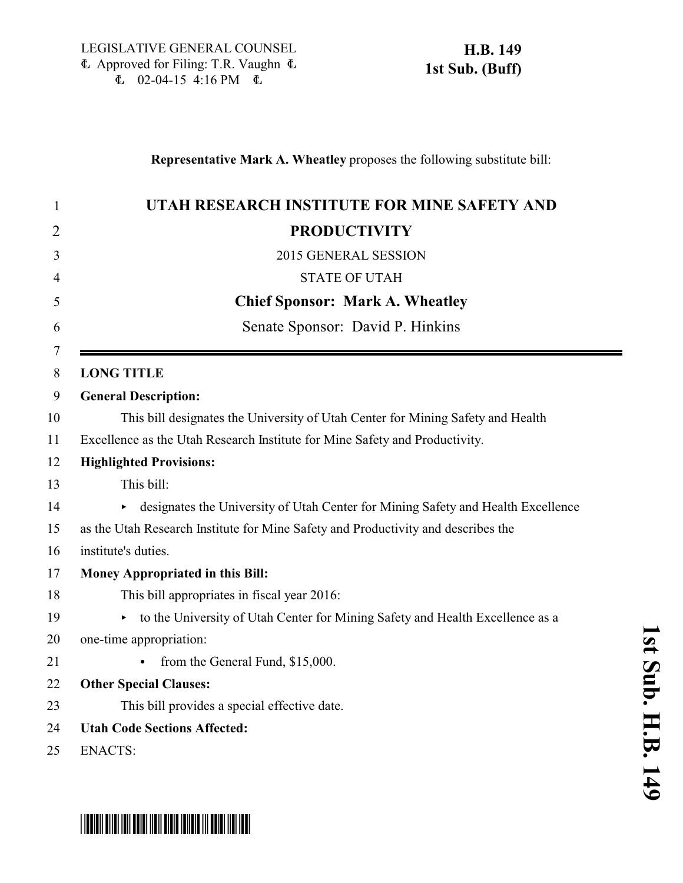LEGISLATIVE GENERAL COUNSEL
₤ Approved for Filing: T.R. Vaughn ₤
₤ 02-04-15 4:16 PM ₤

**H.B. 149**
**1st Sub. (Buff)**

**Representative Mark A. Wheatley** proposes the following substitute bill:

# UTAH RESEARCH INSTITUTE FOR MINE SAFETY AND PRODUCTIVITY

2015 GENERAL SESSION

STATE OF UTAH

**Chief Sponsor: Mark A. Wheatley**

Senate Sponsor: David P. Hinkins

**LONG TITLE**

**General Description:**

This bill designates the University of Utah Center for Mining Safety and Health Excellence as the Utah Research Institute for Mine Safety and Productivity.

**Highlighted Provisions:**

This bill:

- designates the University of Utah Center for Mining Safety and Health Excellence as the Utah Research Institute for Mine Safety and Productivity and describes the institute's duties.

**Money Appropriated in this Bill:**

This bill appropriates in fiscal year 2016:

- to the University of Utah Center for Mining Safety and Health Excellence as a one-time appropriation:
  - from the General Fund, $15,000.

**Other Special Clauses:**

This bill provides a special effective date.

**Utah Code Sections Affected:**

ENACTS: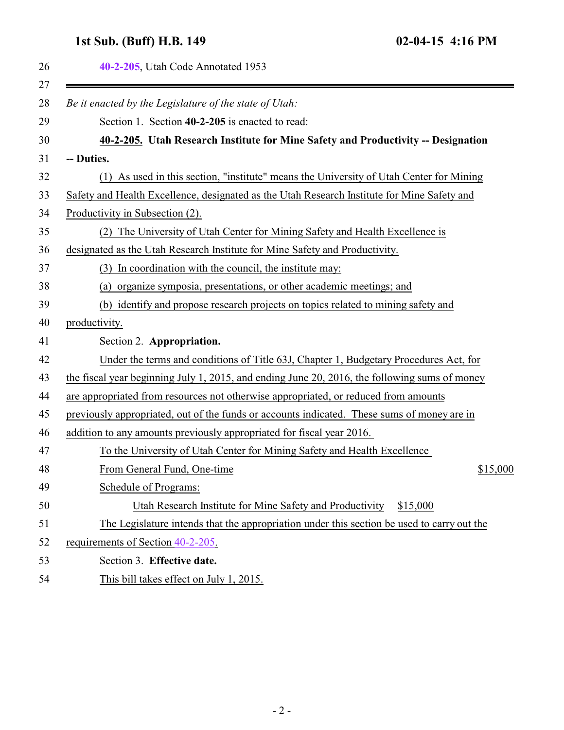40-2-205, Utah Code Annotated 1953

---

*Be it enacted by the Legislature of the state of Utah:*

Section 1. Section **40-2-205** is enacted to read:

**40-2-205. Utah Research Institute for Mine Safety and Productivity -- Designation -- Duties.**

(1) As used in this section, "institute" means the University of Utah Center for Mining Safety and Health Excellence, designated as the Utah Research Institute for Mine Safety and Productivity in Subsection (2).

(2) The University of Utah Center for Mining Safety and Health Excellence is designated as the Utah Research Institute for Mine Safety and Productivity.

(3) In coordination with the council, the institute may:

(a) organize symposia, presentations, or other academic meetings; and

(b) identify and propose research projects on topics related to mining safety and productivity.

Section 2. **Appropriation.**

Under the terms and conditions of Title 63J, Chapter 1, Budgetary Procedures Act, for the fiscal year beginning July 1, 2015, and ending June 20, 2016, the following sums of money are appropriated from resources not otherwise appropriated, or reduced from amounts previously appropriated, out of the funds or accounts indicated. These sums of money are in addition to any amounts previously appropriated for fiscal year 2016.

To the University of Utah Center for Mining Safety and Health Excellence

From General Fund, One-time $15,000

Schedule of Programs:

Utah Research Institute for Mine Safety and Productivity $15,000

The Legislature intends that the appropriation under this section be used to carry out the requirements of Section 40-2-205.

Section 3. **Effective date.**

This bill takes effect on July 1, 2015.